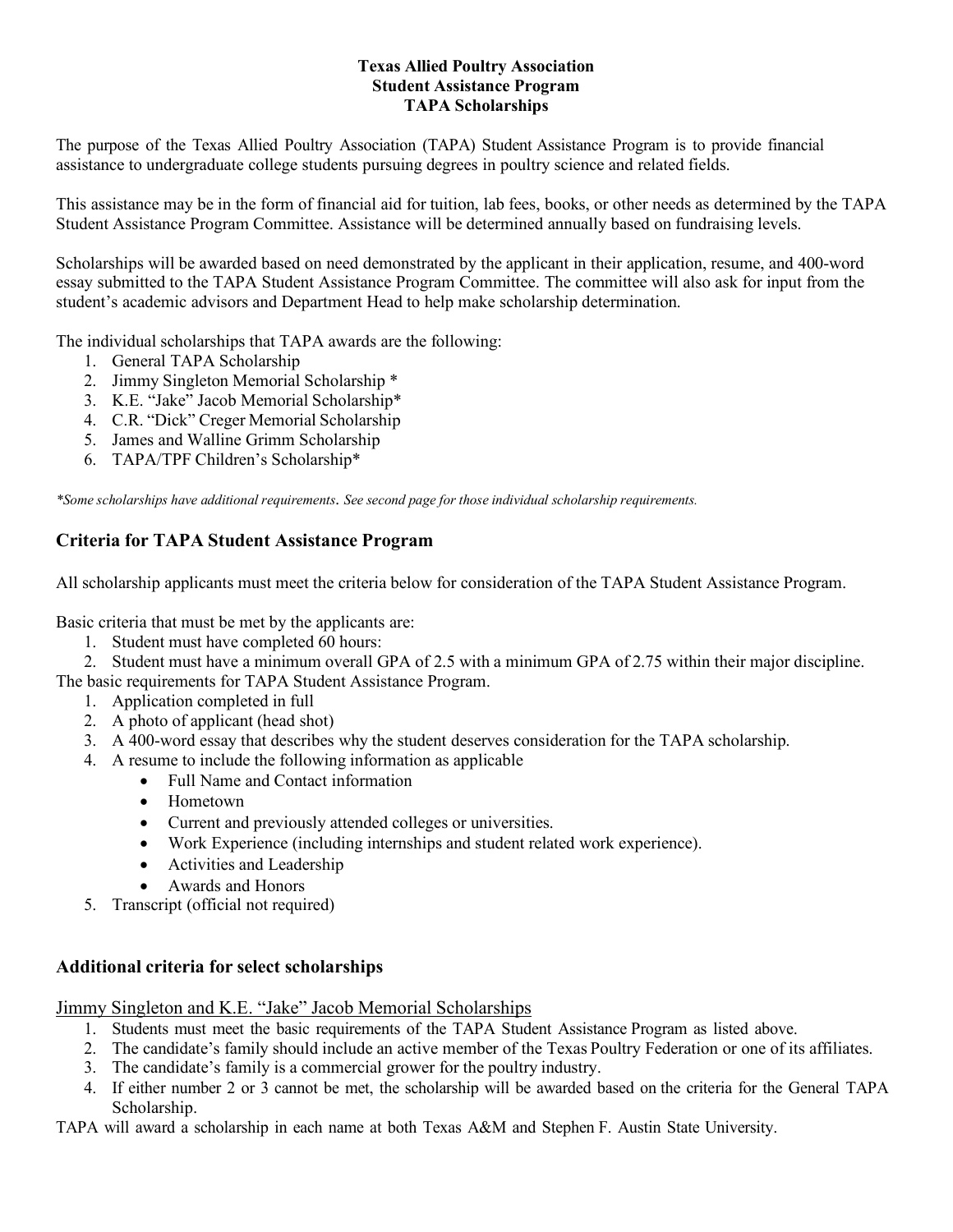**Texas Allied Poultry Association**
**Student Assistance Program**
**TAPA Scholarships**

The purpose of the Texas Allied Poultry Association (TAPA) Student Assistance Program is to provide financial assistance to undergraduate college students pursuing degrees in poultry science and related fields.

This assistance may be in the form of financial aid for tuition, lab fees, books, or other needs as determined by the TAPA Student Assistance Program Committee. Assistance will be determined annually based on fundraising levels.

Scholarships will be awarded based on need demonstrated by the applicant in their application, resume, and 400-word essay submitted to the TAPA Student Assistance Program Committee. The committee will also ask for input from the student's academic advisors and Department Head to help make scholarship determination.

The individual scholarships that TAPA awards are the following:

1. General TAPA Scholarship
2. Jimmy Singleton Memorial Scholarship *
3. K.E. "Jake" Jacob Memorial Scholarship*
4. C.R. "Dick" Creger Memorial Scholarship
5. James and Walline Grimm Scholarship
6. TAPA/TPF Children's Scholarship*

*\*Some scholarships have additional requirements. See second page for those individual scholarship requirements.*

## Criteria for TAPA Student Assistance Program

All scholarship applicants must meet the criteria below for consideration of the TAPA Student Assistance Program.

Basic criteria that must be met by the applicants are:

1. Student must have completed 60 hours:
2. Student must have a minimum overall GPA of 2.5 with a minimum GPA of 2.75 within their major discipline.

The basic requirements for TAPA Student Assistance Program.

1. Application completed in full
2. A photo of applicant (head shot)
3. A 400-word essay that describes why the student deserves consideration for the TAPA scholarship.
4. A resume to include the following information as applicable
   - Full Name and Contact information
   - Hometown
   - Current and previously attended colleges or universities.
   - Work Experience (including internships and student related work experience).
   - Activities and Leadership
   - Awards and Honors
5. Transcript (official not required)

## Additional criteria for select scholarships

<u>Jimmy Singleton and K.E. "Jake" Jacob Memorial Scholarships</u>

1. Students must meet the basic requirements of the TAPA Student Assistance Program as listed above.
2. The candidate's family should include an active member of the Texas Poultry Federation or one of its affiliates.
3. The candidate's family is a commercial grower for the poultry industry.
4. If either number 2 or 3 cannot be met, the scholarship will be awarded based on the criteria for the General TAPA Scholarship.

TAPA will award a scholarship in each name at both Texas A&M and Stephen F. Austin State University.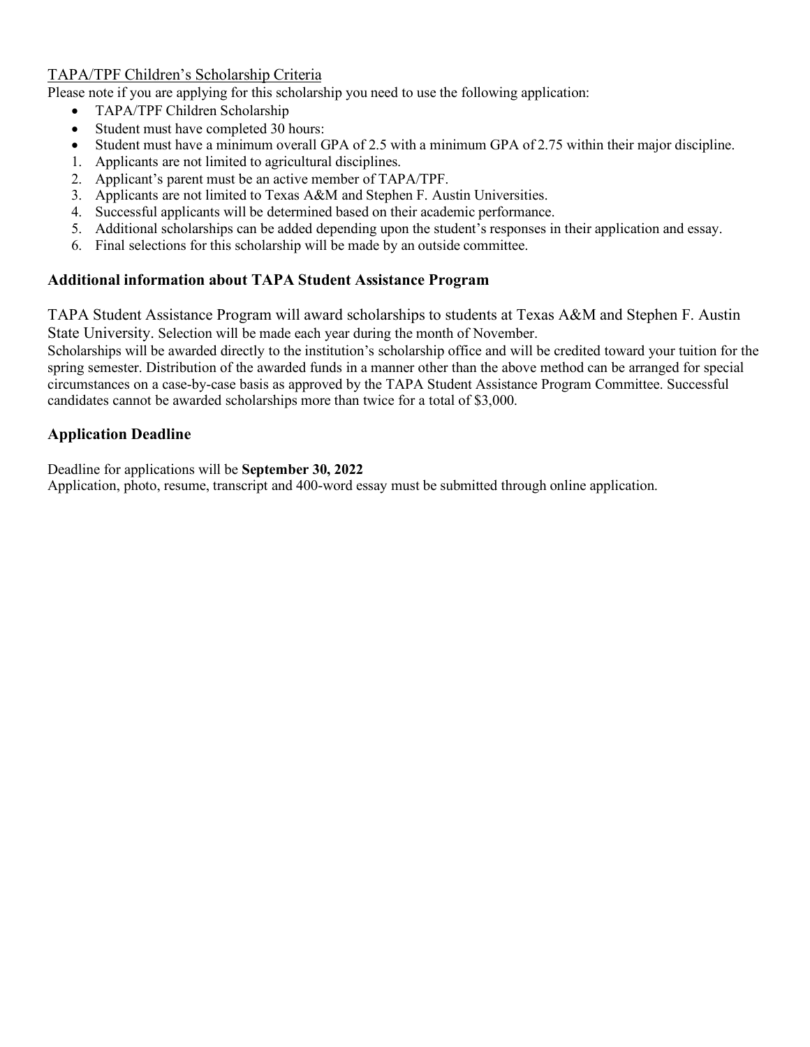TAPA/TPF Children's Scholarship Criteria

Please note if you are applying for this scholarship you need to use the following application:

- TAPA/TPF Children Scholarship
- Student must have completed 30 hours:
- Student must have a minimum overall GPA of 2.5 with a minimum GPA of 2.75 within their major discipline.

1. Applicants are not limited to agricultural disciplines.
2. Applicant's parent must be an active member of TAPA/TPF.
3. Applicants are not limited to Texas A&M and Stephen F. Austin Universities.
4. Successful applicants will be determined based on their academic performance.
5. Additional scholarships can be added depending upon the student's responses in their application and essay.
6. Final selections for this scholarship will be made by an outside committee.

## Additional information about TAPA Student Assistance Program

TAPA Student Assistance Program will award scholarships to students at Texas A&M and Stephen F. Austin State University. Selection will be made each year during the month of November.

Scholarships will be awarded directly to the institution's scholarship office and will be credited toward your tuition for the spring semester. Distribution of the awarded funds in a manner other than the above method can be arranged for special circumstances on a case-by-case basis as approved by the TAPA Student Assistance Program Committee. Successful candidates cannot be awarded scholarships more than twice for a total of $3,000.

## Application Deadline

Deadline for applications will be **September 30, 2022**

Application, photo, resume, transcript and 400-word essay must be submitted through online application.